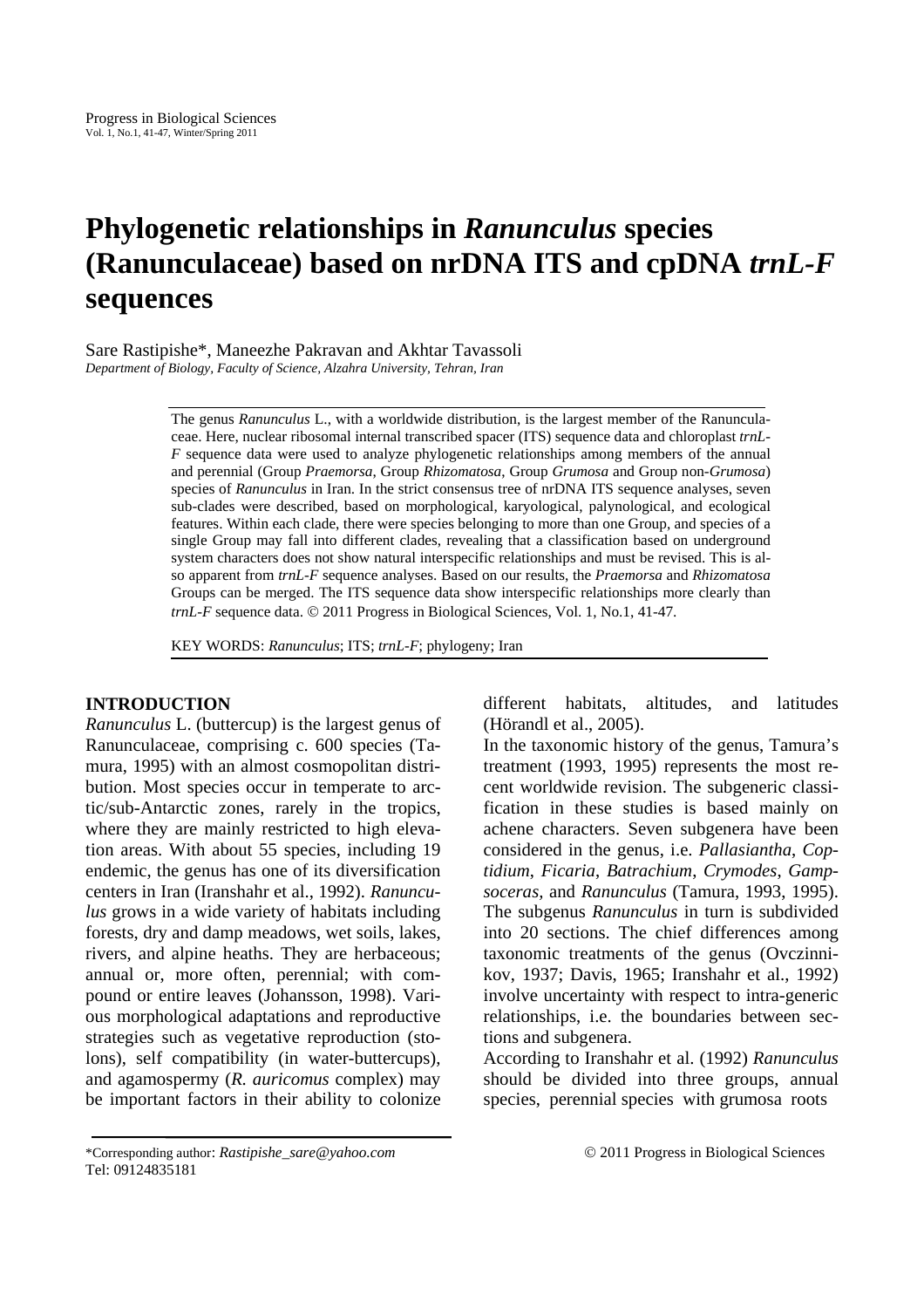# Phylogenetic relationships in *Ranunculus* species (Ranunculaceae) based on nrDNA ITS and cpDNA *trnL-F* sequences

Sare Rastipishe*, Maneezhe Pakravan and Akhtar Tavassoli

*Department of Biology, Faculty of Science, Alzahra University, Tehran, Iran*

The genus *Ranunculus* L., with a worldwide distribution, is the largest member of the Ranunculaceae. Here, nuclear ribosomal internal transcribed spacer (ITS) sequence data and chloroplast *trnL-F* sequence data were used to analyze phylogenetic relationships among members of the annual and perennial (Group *Praemorsa*, Group *Rhizomatosa*, Group *Grumosa* and Group non-*Grumosa*) species of *Ranunculus* in Iran. In the strict consensus tree of nrDNA ITS sequence analyses, seven sub-clades were described, based on morphological, karyological, palynological, and ecological features. Within each clade, there were species belonging to more than one Group, and species of a single Group may fall into different clades, revealing that a classification based on underground system characters does not show natural interspecific relationships and must be revised. This is also apparent from *trnL-F* sequence analyses. Based on our results, the *Praemorsa* and *Rhizomatosa* Groups can be merged. The ITS sequence data show interspecific relationships more clearly than *trnL-F* sequence data. © 2011 Progress in Biological Sciences, Vol. 1, No.1, 41-47.

KEY WORDS: *Ranunculus*; ITS; *trnL-F*; phylogeny; Iran

## INTRODUCTION

*Ranunculus* L. (buttercup) is the largest genus of Ranunculaceae, comprising c. 600 species (Tamura, 1995) with an almost cosmopolitan distribution. Most species occur in temperate to arctic/sub-Antarctic zones, rarely in the tropics, where they are mainly restricted to high elevation areas. With about 55 species, including 19 endemic, the genus has one of its diversification centers in Iran (Iranshahr et al., 1992). *Ranunculus* grows in a wide variety of habitats including forests, dry and damp meadows, wet soils, lakes, rivers, and alpine heaths. They are herbaceous; annual or, more often, perennial; with compound or entire leaves (Johansson, 1998). Various morphological adaptations and reproductive strategies such as vegetative reproduction (stolons), self compatibility (in water-buttercups), and agamospermy (*R. auricomus* complex) may be important factors in their ability to colonize different habitats, altitudes, and latitudes (Hörandl et al., 2005).

In the taxonomic history of the genus, Tamura's treatment (1993, 1995) represents the most recent worldwide revision. The subgeneric classification in these studies is based mainly on achene characters. Seven subgenera have been considered in the genus, i.e. *Pallasiantha*, *Coptidium*, *Ficaria*, *Batrachium*, *Crymodes*, *Gampsoceras,* and *Ranunculus* (Tamura, 1993, 1995). The subgenus *Ranunculus* in turn is subdivided into 20 sections. The chief differences among taxonomic treatments of the genus (Ovczinnikov, 1937; Davis, 1965; Iranshahr et al., 1992) involve uncertainty with respect to intra-generic relationships, i.e. the boundaries between sections and subgenera.

According to Iranshahr et al. (1992) *Ranunculus* should be divided into three groups, annual species, perennial species with grumosa roots

*Corresponding author: *Rastipishe_sare@yahoo.com*
Tel: 09124835181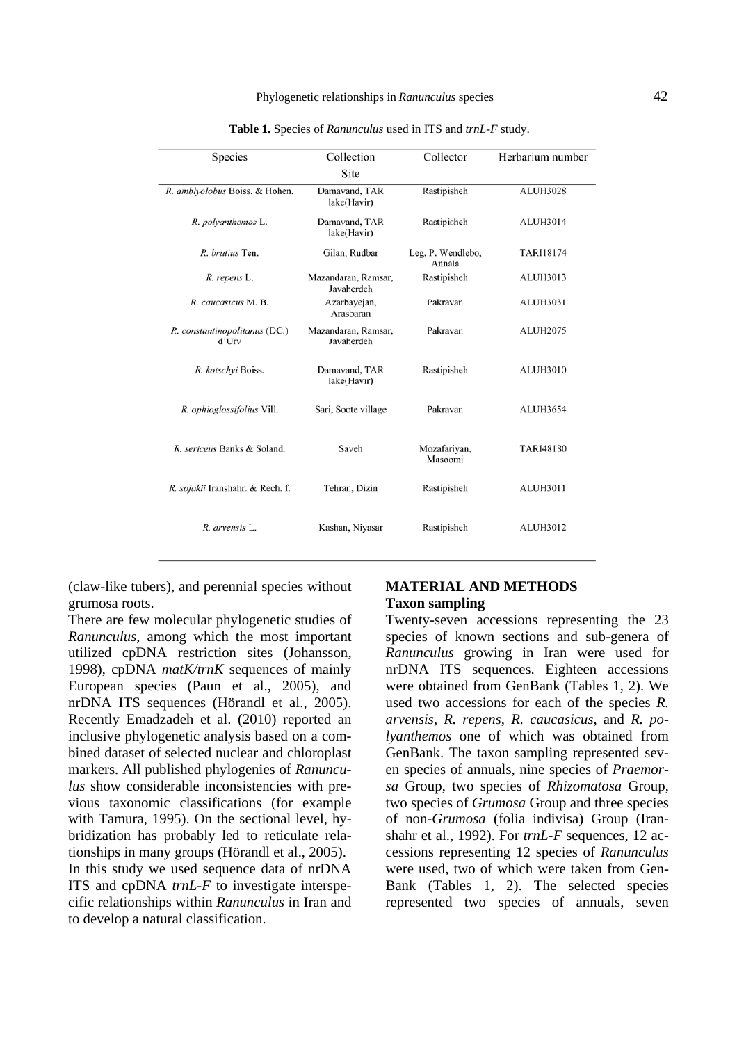**Table 1.** Species of *Ranunculus* used in ITS and *trnL-F* study.

| Species | Collection Site | Collector | Herbarium number |
|---|---|---|---|
| *R. amblyolobus* Boiss. & Hohen. | Damavand, TAR lake(Havir) | Rastipisheh | ALUH3028 |
| *R. polyanthemos* L. | Damavand, TAR lake(Havir) | Rastipisheh | ALUH3014 |
| *R. brutius* Ten. | Gilan, Rudbar | Leg. P. Wendlebo, Annala | TARI18174 |
| *R. repens* L. | Mazandaran, Ramsar, Javaherdeh | Rastipisheh | ALUH3013 |
| *R. caucasicus* M. B. | Azarbayejan, Arasbaran | Pakravan | ALUH3031 |
| *R. constantinopolitanus* (DC.) d`Urv | Mazandaran, Ramsar, Javaherdeh | Pakravan | ALUH2075 |
| *R. kotschyi* Boiss. | Damavand, TAR lake(Havir) | Rastipisheh | ALUH3010 |
| *R. ophioglossifolius* Vill. | Sari, Soote village | Pakravan | ALUH3654 |
| *R. sericeus* Banks & Soland. | Saveh | Mozafariyan, Masoomi | TARI48180 |
| *R. sojakii* Iranshahr. & Rech. f. | Tehran, Dizin | Rastipisheh | ALUH3011 |
| *R. arvensis* L. | Kashan, Niyasar | Rastipisheh | ALUH3012 |

(claw-like tubers), and perennial species without grumosa roots.

There are few molecular phylogenetic studies of *Ranunculus*, among which the most important utilized cpDNA restriction sites (Johansson, 1998), cpDNA *matK/trnK* sequences of mainly European species (Paun et al., 2005), and nrDNA ITS sequences (Hörandl et al., 2005). Recently Emadzadeh et al. (2010) reported an inclusive phylogenetic analysis based on a combined dataset of selected nuclear and chloroplast markers. All published phylogenies of *Ranunculus* show considerable inconsistencies with previous taxonomic classifications (for example with Tamura, 1995). On the sectional level, hybridization has probably led to reticulate relationships in many groups (Hörandl et al., 2005).

In this study we used sequence data of nrDNA ITS and cpDNA *trnL-F* to investigate interspecific relationships within *Ranunculus* in Iran and to develop a natural classification.

## MATERIAL AND METHODS

### Taxon sampling

Twenty-seven accessions representing the 23 species of known sections and sub-genera of *Ranunculus* growing in Iran were used for nrDNA ITS sequences. Eighteen accessions were obtained from GenBank (Tables 1, 2). We used two accessions for each of the species *R. arvensis*, *R. repens*, *R. caucasicus*, and *R. polyanthemos* one of which was obtained from GenBank. The taxon sampling represented seven species of annuals, nine species of *Praemorsa* Group, two species of *Rhizomatosa* Group, two species of *Grumosa* Group and three species of non-*Grumosa* (folia indivisa) Group (Iranshahr et al., 1992). For *trnL-F* sequences, 12 accessions representing 12 species of *Ranunculus* were used, two of which were taken from GenBank (Tables 1, 2). The selected species represented two species of annuals, seven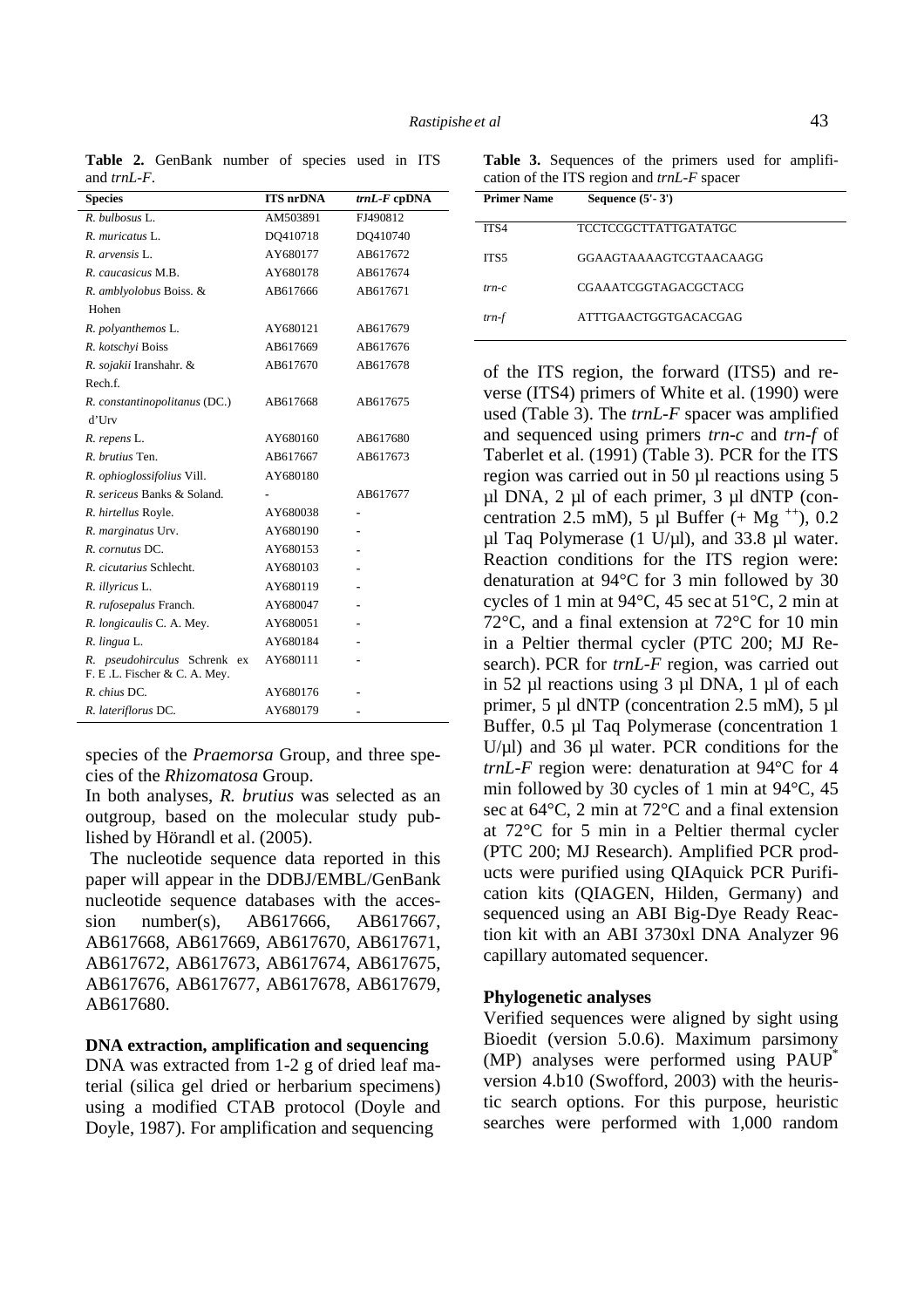**Table 2.** GenBank number of species used in ITS and *trnL-F*.

| Species | ITS nrDNA | *trnL-F* cpDNA |
|---|---|---|
| *R. bulbosus* L. | AM503891 | FJ490812 |
| *R. muricatus* L. | DQ410718 | DQ410740 |
| *R. arvensis* L. | AY680177 | AB617672 |
| *R. caucasicus* M.B. | AY680178 | AB617674 |
| *R. amblyolobus* Boiss. & Hohen | AB617666 | AB617671 |
| *R. polyanthemos* L. | AY680121 | AB617679 |
| *R. kotschyi* Boiss | AB617669 | AB617676 |
| *R. sojakii* Iranshahr. & Rech.f. | AB617670 | AB617678 |
| *R. constantinopolitanus* (DC.) d'Urv | AB617668 | AB617675 |
| *R. repens* L. | AY680160 | AB617680 |
| *R. brutius* Ten. | AB617667 | AB617673 |
| *R. ophioglossifolius* Vill. | AY680180 | |
| *R. sericeus* Banks & Soland. | - | AB617677 |
| *R. hirtellus* Royle. | AY680038 | - |
| *R. marginatus* Urv. | AY680190 | - |
| *R. cornutus* DC. | AY680153 | - |
| *R. cicutarius* Schlecht. | AY680103 | - |
| *R. illyricus* L. | AY680119 | - |
| *R. rufosepalus* Franch. | AY680047 | - |
| *R. longicaulis* C. A. Mey. | AY680051 | - |
| *R. lingua* L. | AY680184 | - |
| *R. pseudohirculus* Schrenk ex F. E .L. Fischer & C. A. Mey. | AY680111 | - |
| *R. chius* DC. | AY680176 | - |
| *R. lateriflorus* DC. | AY680179 | - |

species of the *Praemorsa* Group, and three species of the *Rhizomatosa* Group.

In both analyses, *R. brutius* was selected as an outgroup, based on the molecular study published by Hörandl et al. (2005).

The nucleotide sequence data reported in this paper will appear in the DDBJ/EMBL/GenBank nucleotide sequence databases with the accession number(s), AB617666, AB617667, AB617668, AB617669, AB617670, AB617671, AB617672, AB617673, AB617674, AB617675, AB617676, AB617677, AB617678, AB617679, AB617680.

**DNA extraction, amplification and sequencing**

DNA was extracted from 1-2 g of dried leaf material (silica gel dried or herbarium specimens) using a modified CTAB protocol (Doyle and Doyle, 1987). For amplification and sequencing

**Table 3.** Sequences of the primers used for amplification of the ITS region and *trnL-F* spacer

| Primer Name | Sequence (5'- 3') |
|---|---|
| ITS4 | TCCTCCGCTTATTGATATGC |
| ITS5 | GGAAGTAAAAGTCGTAACAAGG |
| *trn-c* | CGAAATCGGTAGACGCTACG |
| *trn-f* | ATTTGAACTGGTGACACGAG |

of the ITS region, the forward (ITS5) and reverse (ITS4) primers of White et al. (1990) were used (Table 3). The *trnL-F* spacer was amplified and sequenced using primers *trn-c* and *trn-f* of Taberlet et al. (1991) (Table 3). PCR for the ITS region was carried out in 50 µl reactions using 5 µl DNA, 2 µl of each primer, 3 µl dNTP (concentration 2.5 mM), 5 µl Buffer (+ $Mg^{++}$), 0.2 µl Taq Polymerase (1 U/µl), and 33.8 µl water. Reaction conditions for the ITS region were: denaturation at 94°C for 3 min followed by 30 cycles of 1 min at 94°C, 45 sec at 51°C, 2 min at 72°C, and a final extension at 72°C for 10 min in a Peltier thermal cycler (PTC 200; MJ Research). PCR for *trnL-F* region, was carried out in 52 µl reactions using 3 µl DNA, 1 µl of each primer, 5 µl dNTP (concentration 2.5 mM), 5 µl Buffer, 0.5 µl Taq Polymerase (concentration 1 U/µl) and 36 µl water. PCR conditions for the *trnL-F* region were: denaturation at 94°C for 4 min followed by 30 cycles of 1 min at 94°C, 45 sec at 64°C, 2 min at 72°C and a final extension at 72°C for 5 min in a Peltier thermal cycler (PTC 200; MJ Research). Amplified PCR products were purified using QIAquick PCR Purification kits (QIAGEN, Hilden, Germany) and sequenced using an ABI Big-Dye Ready Reaction kit with an ABI 3730xl DNA Analyzer 96 capillary automated sequencer.

**Phylogenetic analyses**

Verified sequences were aligned by sight using Bioedit (version 5.0.6). Maximum parsimony (MP) analyses were performed using PAUP* version 4.b10 (Swofford, 2003) with the heuristic search options. For this purpose, heuristic searches were performed with 1,000 random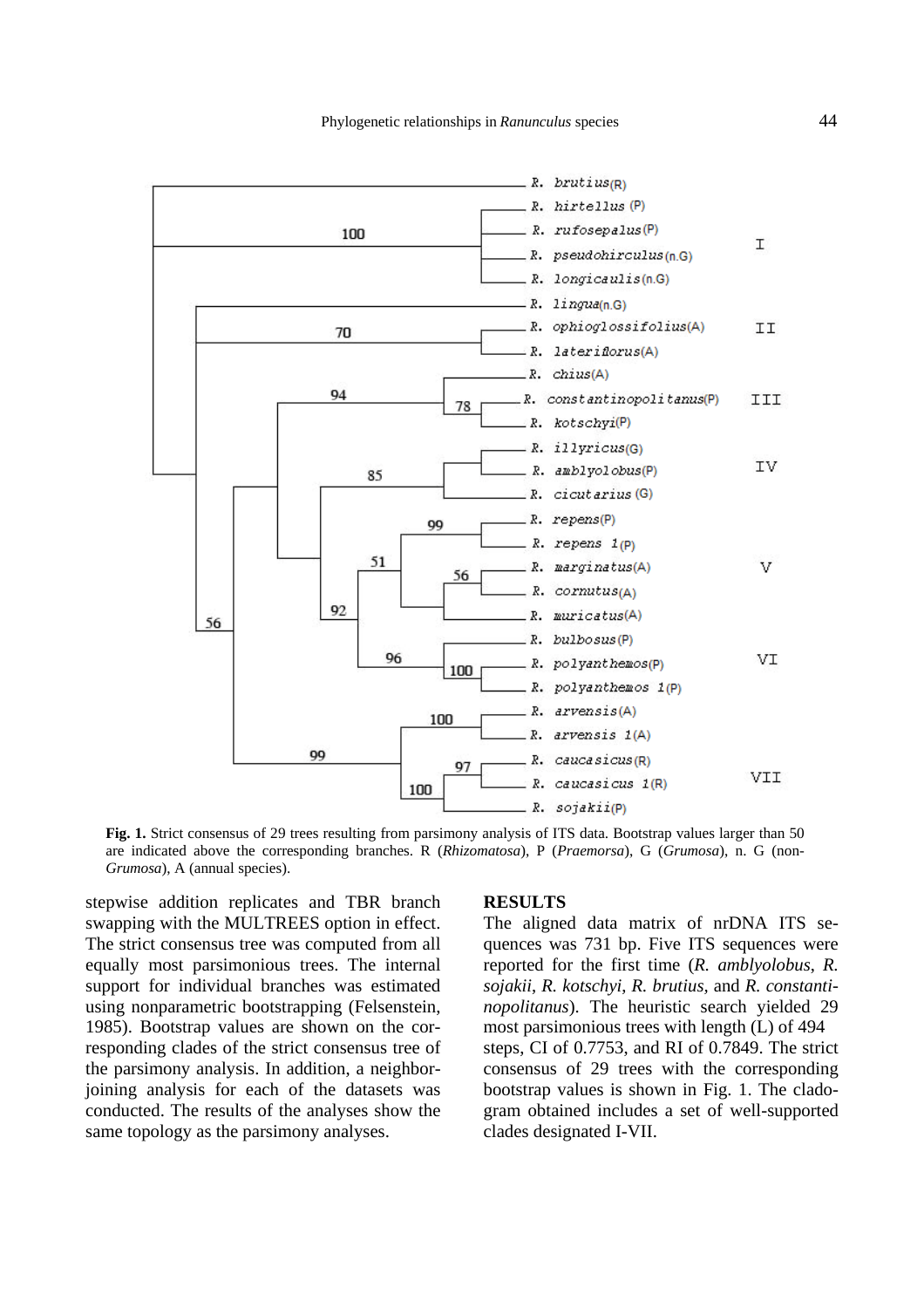Fig. 1. Strict consensus of 29 trees resulting from parsimony analysis of ITS data. Bootstrap values larger than 50 are indicated above the corresponding branches. R (*Rhizomatosa*), P (*Praemorsa*), G (*Grumosa*), n. G (non-*Grumosa*), A (annual species).

stepwise addition replicates and TBR branch swapping with the MULTREES option in effect. The strict consensus tree was computed from all equally most parsimonious trees. The internal support for individual branches was estimated using nonparametric bootstrapping (Felsenstein, 1985). Bootstrap values are shown on the corresponding clades of the strict consensus tree of the parsimony analysis. In addition, a neighbor-joining analysis for each of the datasets was conducted. The results of the analyses show the same topology as the parsimony analyses.

## RESULTS

The aligned data matrix of nrDNA ITS sequences was 731 bp. Five ITS sequences were reported for the first time (*R. amblyolobus*, *R. sojakii*, *R. kotschyi*, *R. brutius*, and *R. constantinopolitanus*). The heuristic search yielded 29 most parsimonious trees with length (L) of 494 steps, CI of 0.7753, and RI of 0.7849. The strict consensus of 29 trees with the corresponding bootstrap values is shown in Fig. 1. The cladogram obtained includes a set of well-supported clades designated I-VII.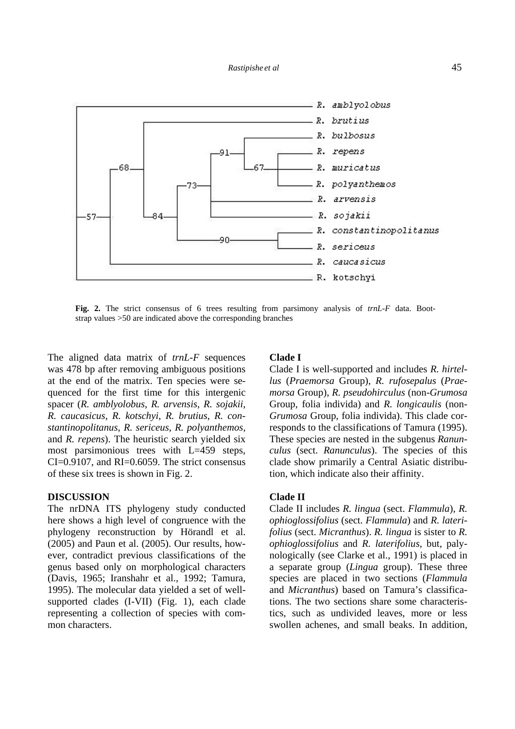**Fig. 2.** The strict consensus of 6 trees resulting from parsimony analysis of *trnL-F* data. Bootstrap values >50 are indicated above the corresponding branches

The aligned data matrix of *trnL-F* sequences was 478 bp after removing ambiguous positions at the end of the matrix. Ten species were sequenced for the first time for this intergenic spacer (*R. amblyolobus*, *R. arvensis*, *R. sojakii*, *R. caucasicus*, *R. kotschyi*, *R. brutius*, *R. constantinopolitanus*, *R. sericeus*, *R. polyanthemos*, and *R. repens*). The heuristic search yielded six most parsimonious trees with L=459 steps, CI=0.9107, and RI=0.6059. The strict consensus of these six trees is shown in Fig. 2.

## DISCUSSION

The nrDNA ITS phylogeny study conducted here shows a high level of congruence with the phylogeny reconstruction by Hörandl et al. (2005) and Paun et al. (2005). Our results, however, contradict previous classifications of the genus based only on morphological characters (Davis, 1965; Iranshahr et al., 1992; Tamura, 1995). The molecular data yielded a set of well-supported clades (I-VII) (Fig. 1), each clade representing a collection of species with common characters.

### Clade I

Clade I is well-supported and includes *R. hirtellus* (*Praemorsa* Group), *R. rufosepalus* (*Praemorsa* Group), *R. pseudohirculus* (non-*Grumosa* Group, folia individa) and *R. longicaulis* (non-*Grumosa* Group, folia individa). This clade corresponds to the classifications of Tamura (1995). These species are nested in the subgenus *Ranunculus* (sect. *Ranunculus*). The species of this clade show primarily a Central Asiatic distribution, which indicate also their affinity.

### Clade II

Clade II includes *R. lingua* (sect. *Flammula*), *R. ophioglossifolius* (sect. *Flammula*) and *R. laterifolius* (sect. *Micranthus*). *R. lingua* is sister to *R. ophioglossifolius* and *R. laterifolius*, but, palynologically (see Clarke et al., 1991) is placed in a separate group (*Lingua* group). These three species are placed in two sections (*Flammula* and *Micranthus*) based on Tamura's classifications. The two sections share some characteristics, such as undivided leaves, more or less swollen achenes, and small beaks. In addition,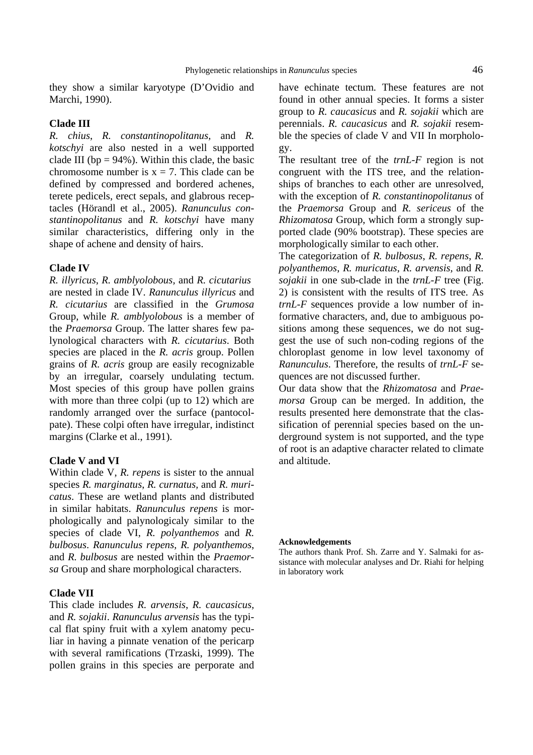they show a similar karyotype (D'Ovidio and Marchi, 1990).

**Clade III**

*R. chius*, *R. constantinopolitanus,* and *R. kotschyi* are also nested in a well supported clade III (bp = 94%). Within this clade, the basic chromosome number is $x = 7$. This clade can be defined by compressed and bordered achenes, terete pedicels, erect sepals, and glabrous receptacles (Hörandl et al., 2005). *Ranunculus constantinopolitanus* and *R. kotschyi* have many similar characteristics, differing only in the shape of achene and density of hairs.

**Clade IV**

*R. illyricus*, *R. amblyolobous,* and *R. cicutarius* are nested in clade IV. *Ranunculus illyricus* and *R. cicutarius* are classified in the *Grumosa* Group, while *R. amblyolobous* is a member of the *Praemorsa* Group. The latter shares few palynological characters with *R. cicutarius*. Both species are placed in the *R. acris* group. Pollen grains of *R. acris* group are easily recognizable by an irregular, coarsely undulating tectum. Most species of this group have pollen grains with more than three colpi (up to 12) which are randomly arranged over the surface (pantocolpate). These colpi often have irregular, indistinct margins (Clarke et al., 1991).

**Clade V and VI**

Within clade V, *R. repens* is sister to the annual species *R. marginatus*, *R. curnatus,* and *R. muricatus*. These are wetland plants and distributed in similar habitats. *Ranunculus repens* is morphologically and palynologicaly similar to the species of clade VI, *R. polyanthemos* and *R. bulbosus*. *Ranunculus repens*, *R. polyanthemos*, and *R. bulbosus* are nested within the *Praemorsa* Group and share morphological characters.

**Clade VII**

This clade includes *R. arvensis*, *R. caucasicus,* and *R. sojakii*. *Ranunculus arvensis* has the typical flat spiny fruit with a xylem anatomy peculiar in having a pinnate venation of the pericarp with several ramifications (Trzaski, 1999). The pollen grains in this species are perporate and have echinate tectum. These features are not found in other annual species. It forms a sister group to *R. caucasicus* and *R. sojakii* which are perennials. *R. caucasicus* and *R. sojakii* resemble the species of clade V and VII In morphology.

The resultant tree of the *trnL-F* region is not congruent with the ITS tree, and the relationships of branches to each other are unresolved, with the exception of *R. constantinopolitanus* of the *Praemorsa* Group and *R. sericeus* of the *Rhizomatosa* Group, which form a strongly supported clade (90% bootstrap). These species are morphologically similar to each other.

The categorization of *R. bulbosus*, *R. repens*, *R. polyanthemos*, *R. muricatus*, *R. arvensis,* and *R. sojakii* in one sub-clade in the *trnL-F* tree (Fig. 2) is consistent with the results of ITS tree. As *trnL-F* sequences provide a low number of informative characters, and, due to ambiguous positions among these sequences, we do not suggest the use of such non-coding regions of the chloroplast genome in low level taxonomy of *Ranunculus*. Therefore, the results of *trnL-F* sequences are not discussed further.

Our data show that the *Rhizomatosa* and *Praemorsa* Group can be merged. In addition, the results presented here demonstrate that the classification of perennial species based on the underground system is not supported, and the type of root is an adaptive character related to climate and altitude.

**Acknowledgements**

The authors thank Prof. Sh. Zarre and Y. Salmaki for assistance with molecular analyses and Dr. Riahi for helping in laboratory work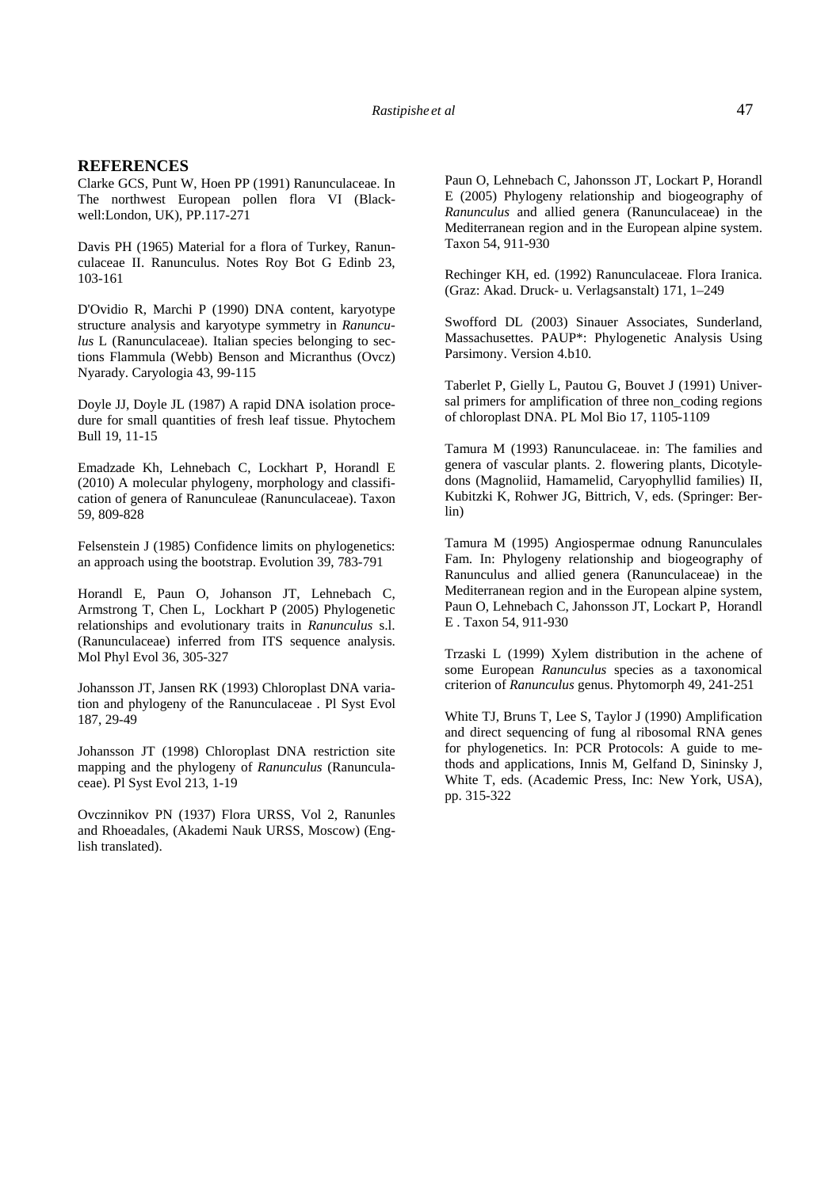## REFERENCES

Clarke GCS, Punt W, Hoen PP (1991) Ranunculaceae. In The northwest European pollen flora VI (Blackwell:London, UK), PP.117-271

Davis PH (1965) Material for a flora of Turkey, Ranunculaceae II. Ranunculus. Notes Roy Bot G Edinb 23, 103-161

D'Ovidio R, Marchi P (1990) DNA content, karyotype structure analysis and karyotype symmetry in *Ranunculus* L (Ranunculaceae). Italian species belonging to sections Flammula (Webb) Benson and Micranthus (Ovcz) Nyarady. Caryologia 43, 99-115

Doyle JJ, Doyle JL (1987) A rapid DNA isolation procedure for small quantities of fresh leaf tissue. Phytochem Bull 19, 11-15

Emadzade Kh, Lehnebach C, Lockhart P, Horandl E (2010) A molecular phylogeny, morphology and classification of genera of Ranunculeae (Ranunculaceae). Taxon 59, 809-828

Felsenstein J (1985) Confidence limits on phylogenetics: an approach using the bootstrap. Evolution 39, 783-791

Horandl E, Paun O, Johanson JT, Lehnebach C, Armstrong T, Chen L, Lockhart P (2005) Phylogenetic relationships and evolutionary traits in *Ranunculus* s.l. (Ranunculaceae) inferred from ITS sequence analysis. Mol Phyl Evol 36, 305-327

Johansson JT, Jansen RK (1993) Chloroplast DNA variation and phylogeny of the Ranunculaceae . Pl Syst Evol 187, 29-49

Johansson JT (1998) Chloroplast DNA restriction site mapping and the phylogeny of *Ranunculus* (Ranunculaceae). Pl Syst Evol 213, 1-19

Ovczinnikov PN (1937) Flora URSS, Vol 2, Ranunles and Rhoeadales, (Akademi Nauk URSS, Moscow) (English translated).

Paun O, Lehnebach C, Jahonsson JT, Lockart P, Horandl E (2005) Phylogeny relationship and biogeography of *Ranunculus* and allied genera (Ranunculaceae) in the Mediterranean region and in the European alpine system. Taxon 54, 911-930

Rechinger KH, ed. (1992) Ranunculaceae. Flora Iranica. (Graz: Akad. Druck- u. Verlagsanstalt) 171, 1–249

Swofford DL (2003) Sinauer Associates, Sunderland, Massachusettes. PAUP*: Phylogenetic Analysis Using Parsimony. Version 4.b10.

Taberlet P, Gielly L, Pautou G, Bouvet J (1991) Universal primers for amplification of three non_coding regions of chloroplast DNA. PL Mol Bio 17, 1105-1109

Tamura M (1993) Ranunculaceae. in: The families and genera of vascular plants. 2. flowering plants, Dicotyledons (Magnoliid, Hamamelid, Caryophyllid families) II, Kubitzki K, Rohwer JG, Bittrich, V, eds. (Springer: Berlin)

Tamura M (1995) Angiospermae odnung Ranunculales Fam. In: Phylogeny relationship and biogeography of Ranunculus and allied genera (Ranunculaceae) in the Mediterranean region and in the European alpine system, Paun O, Lehnebach C, Jahonsson JT, Lockart P, Horandl E . Taxon 54, 911-930

Trzaski L (1999) Xylem distribution in the achene of some European *Ranunculus* species as a taxonomical criterion of *Ranunculus* genus. Phytomorph 49, 241-251

White TJ, Bruns T, Lee S, Taylor J (1990) Amplification and direct sequencing of fung al ribosomal RNA genes for phylogenetics. In: PCR Protocols: A guide to methods and applications, Innis M, Gelfand D, Sininsky J, White T, eds. (Academic Press, Inc: New York, USA), pp. 315-322